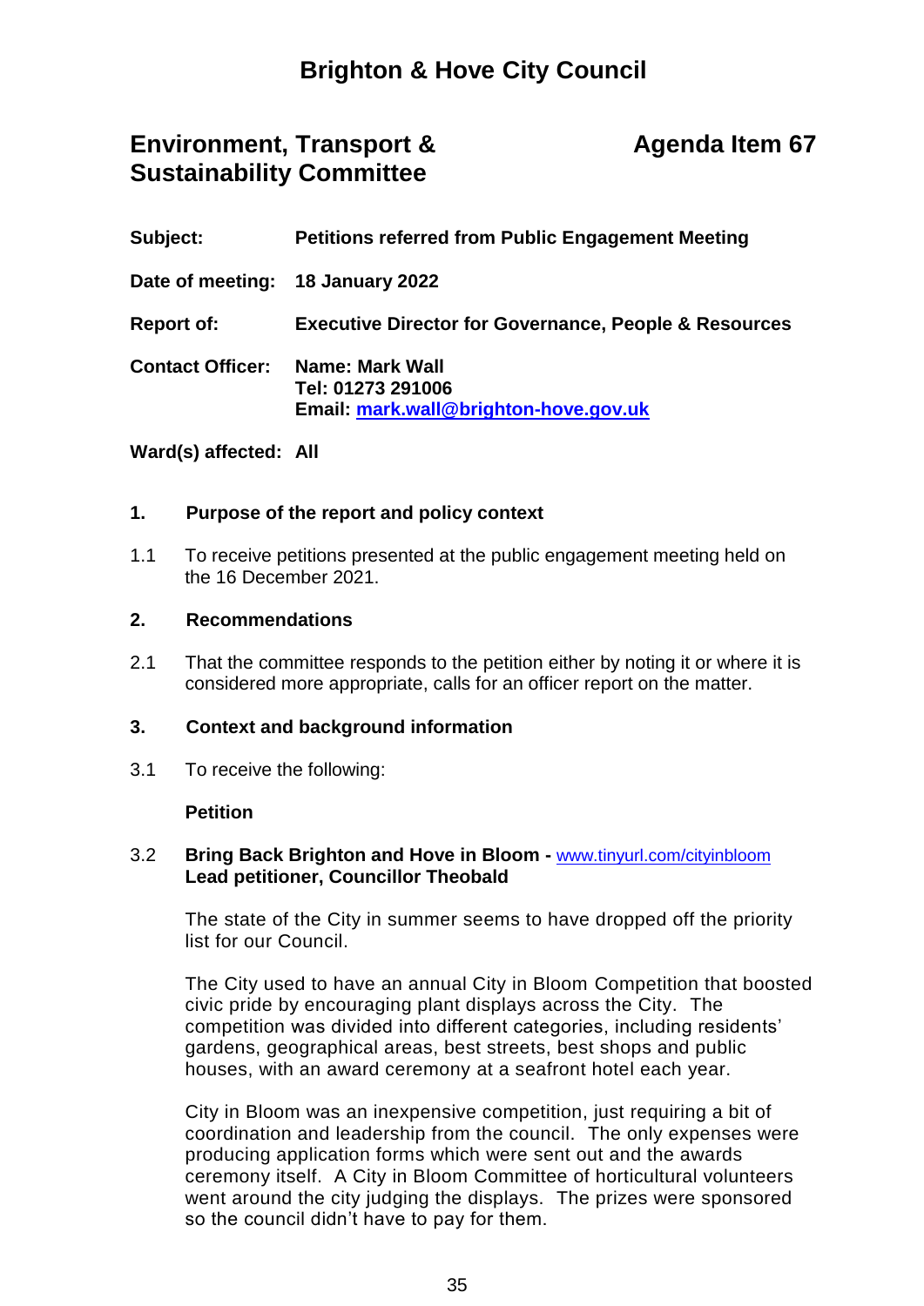# Brighton & Hove City Council

## Environment, Transport & Sustainability Committee

## Agenda Item 67

**Subject:** **Petitions referred from Public Engagement Meeting**

**Date of meeting:** **18 January 2022**

**Report of:** **Executive Director for Governance, People & Resources**

**Contact Officer:** **Name: Mark Wall**
**Tel: 01273 291006**
**Email: mark.wall@brighton-hove.gov.uk**

**Ward(s) affected: All**

### 1. Purpose of the report and policy context

1.1 To receive petitions presented at the public engagement meeting held on the 16 December 2021.

### 2. Recommendations

2.1 That the committee responds to the petition either by noting it or where it is considered more appropriate, calls for an officer report on the matter.

### 3. Context and background information

3.1 To receive the following:

**Petition**

3.2 **Bring Back Brighton and Hove in Bloom -** www.tinyurl.com/cityinbloom
**Lead petitioner, Councillor Theobald**

The state of the City in summer seems to have dropped off the priority list for our Council.

The City used to have an annual City in Bloom Competition that boosted civic pride by encouraging plant displays across the City. The competition was divided into different categories, including residents' gardens, geographical areas, best streets, best shops and public houses, with an award ceremony at a seafront hotel each year.

City in Bloom was an inexpensive competition, just requiring a bit of coordination and leadership from the council. The only expenses were producing application forms which were sent out and the awards ceremony itself. A City in Bloom Committee of horticultural volunteers went around the city judging the displays. The prizes were sponsored so the council didn't have to pay for them.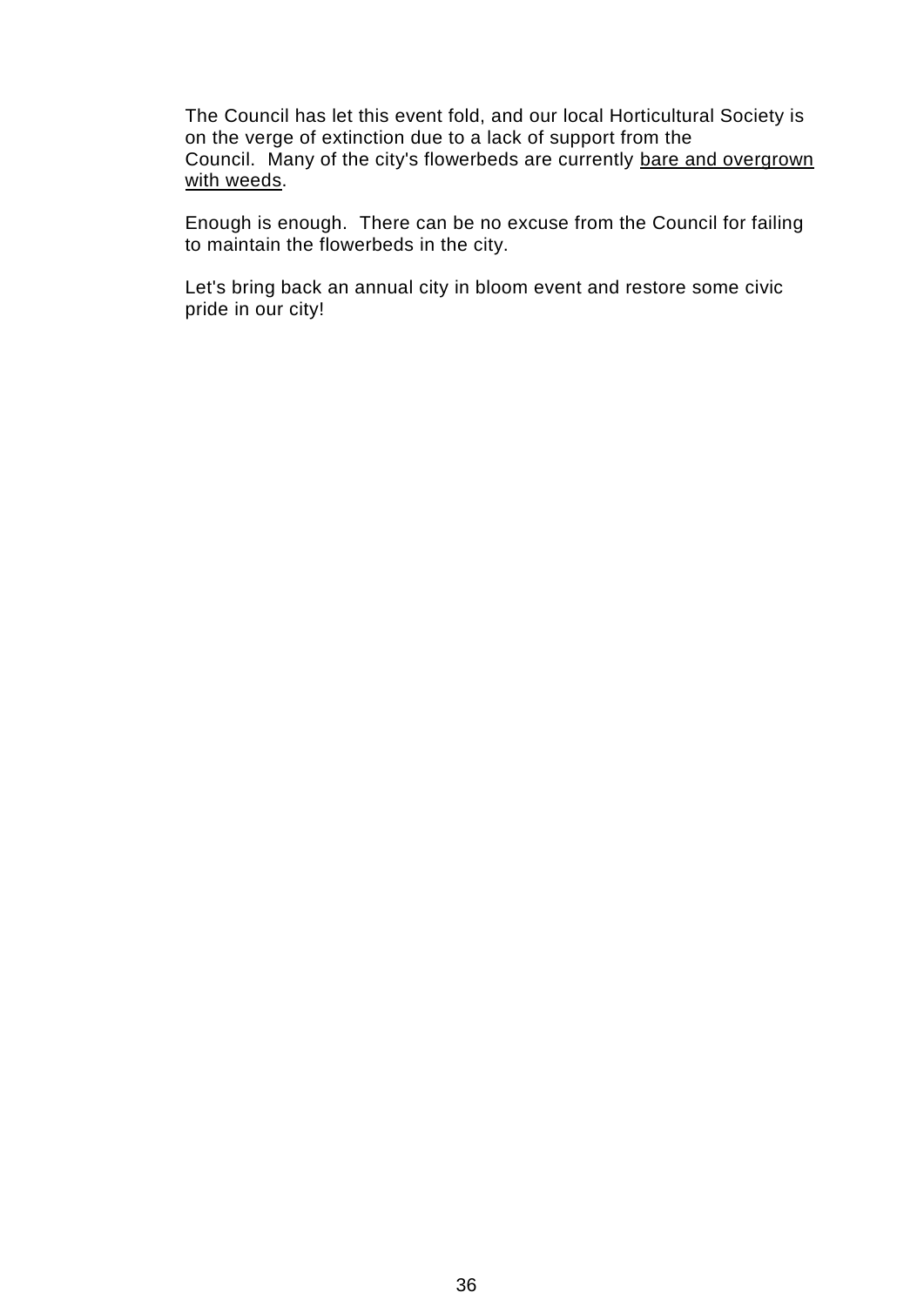The Council has let this event fold, and our local Horticultural Society is on the verge of extinction due to a lack of support from the Council.  Many of the city's flowerbeds are currently <u>bare and overgrown with weeds</u>.

Enough is enough.  There can be no excuse from the Council for failing to maintain the flowerbeds in the city.

Let's bring back an annual city in bloom event and restore some civic pride in our city!